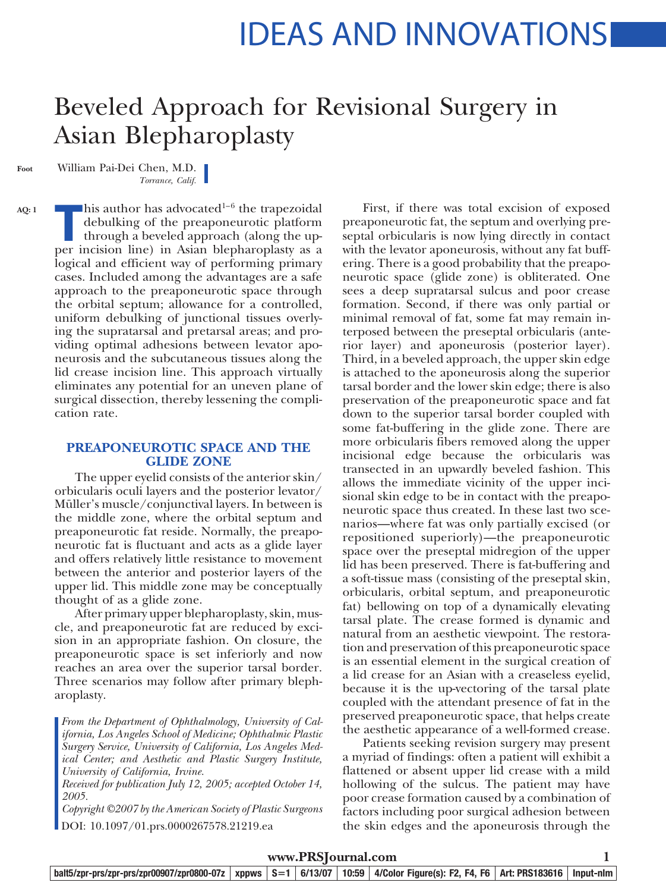# Beveled Approach for Revisional Surgery in Asian Blepharoplasty

William Pai-Dei Chen, M.D.
*Torrance, Calif.*

This author has advocated[1–6] the trapezoidal debulking of the preaponeurotic platform through a beveled approach (along the upper incision line) in Asian blepharoplasty as a logical and efficient way of performing primary cases. Included among the advantages are a safe approach to the preaponeurotic space through the orbital septum; allowance for a controlled, uniform debulking of junctional tissues overlying the supratarsal and pretarsal areas; and providing optimal adhesions between levator aponeurosis and the subcutaneous tissues along the lid crease incision line. This approach virtually eliminates any potential for an uneven plane of surgical dissection, thereby lessening the complication rate.

## PREAPONEUROTIC SPACE AND THE GLIDE ZONE

The upper eyelid consists of the anterior skin/orbicularis oculi layers and the posterior levator/Müller's muscle/conjunctival layers. In between is the middle zone, where the orbital septum and preaponeurotic fat reside. Normally, the preaponeurotic fat is fluctuant and acts as a glide layer and offers relatively little resistance to movement between the anterior and posterior layers of the upper lid. This middle zone may be conceptually thought of as a glide zone.

After primary upper blepharoplasty, skin, muscle, and preaponeurotic fat are reduced by excision in an appropriate fashion. On closure, the preaponeurotic space is set inferiorly and now reaches an area over the superior tarsal border. Three scenarios may follow after primary blepharoplasty.

First, if there was total excision of exposed preaponeurotic fat, the septum and overlying preseptal orbicularis is now lying directly in contact with the levator aponeurosis, without any fat buffering. There is a good probability that the preaponeurotic space (glide zone) is obliterated. One sees a deep supratarsal sulcus and poor crease formation. Second, if there was only partial or minimal removal of fat, some fat may remain interposed between the preseptal orbicularis (anterior layer) and aponeurosis (posterior layer). Third, in a beveled approach, the upper skin edge is attached to the aponeurosis along the superior tarsal border and the lower skin edge; there is also preservation of the preaponeurotic space and fat down to the superior tarsal border coupled with some fat-buffering in the glide zone. There are more orbicularis fibers removed along the upper incisional edge because the orbicularis was transected in an upwardly beveled fashion. This allows the immediate vicinity of the upper incisional skin edge to be in contact with the preaponeurotic space thus created. In these last two scenarios—where fat was only partially excised (or repositioned superiorly)—the preaponeurotic space over the preseptal midregion of the upper lid has been preserved. There is fat-buffering and a soft-tissue mass (consisting of the preseptal skin, orbicularis, orbital septum, and preaponeurotic fat) bellowing on top of a dynamically elevating tarsal plate. The crease formed is dynamic and natural from an aesthetic viewpoint. The restoration and preservation of this preaponeurotic space is an essential element in the surgical creation of a lid crease for an Asian with a creaseless eyelid, because it is the up-vectoring of the tarsal plate coupled with the attendant presence of fat in the preserved preaponeurotic space, that helps create the aesthetic appearance of a well-formed crease.

Patients seeking revision surgery may present a myriad of findings: often a patient will exhibit a flattened or absent upper lid crease with a mild hollowing of the sulcus. The patient may have poor crease formation caused by a combination of factors including poor surgical adhesion between the skin edges and the aponeurosis through the

*From the Department of Ophthalmology, University of California, Los Angeles School of Medicine; Ophthalmic Plastic Surgery Service, University of California, Los Angeles Medical Center; and Aesthetic and Plastic Surgery Institute, University of California, Irvine.*

*Received for publication July 12, 2005; accepted October 14, 2005.*

*Copyright ©2007 by the American Society of Plastic Surgeons*

DOI: 10.1097/01.prs.0000267578.21219.ea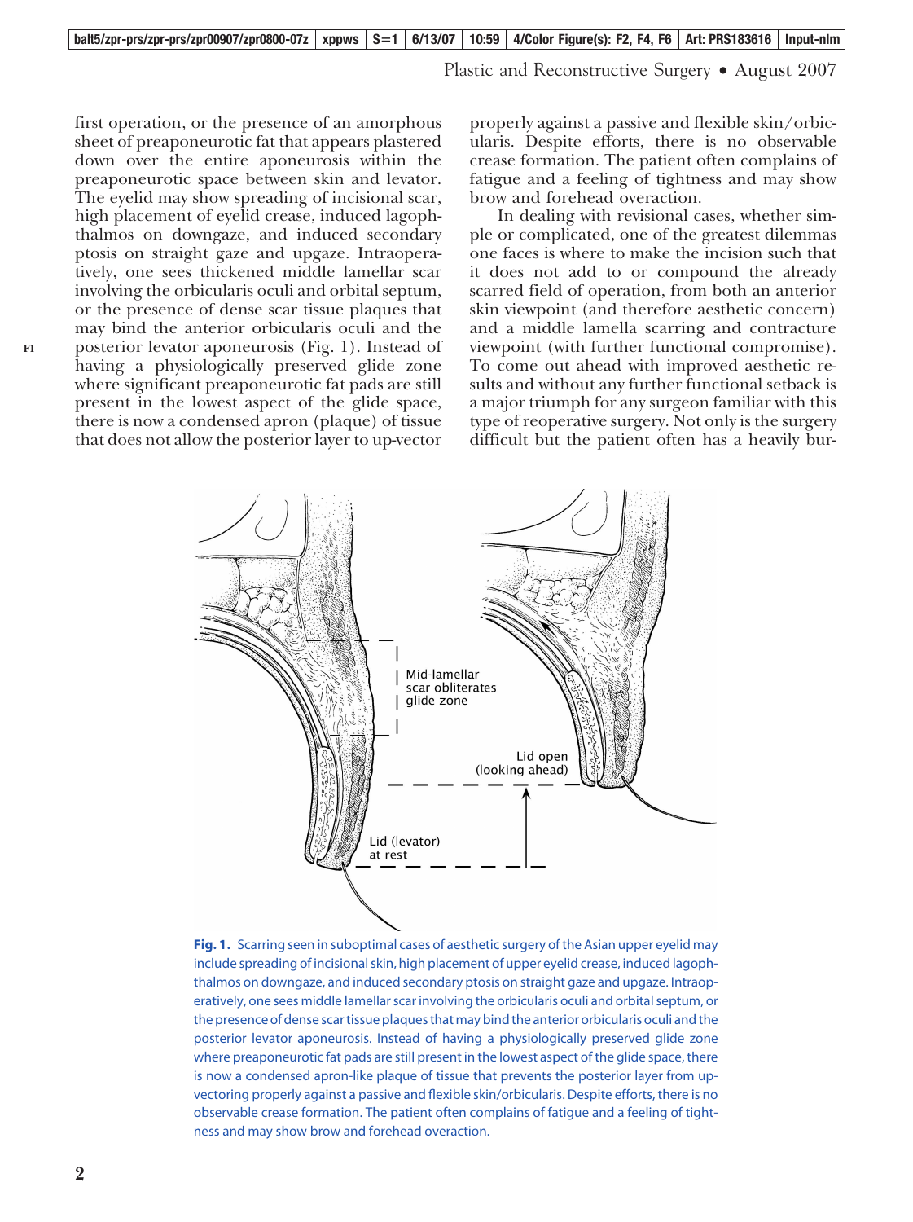first operation, or the presence of an amorphous sheet of preaponeurotic fat that appears plastered down over the entire aponeurosis within the preaponeurotic space between skin and levator. The eyelid may show spreading of incisional scar, high placement of eyelid crease, induced lagophthalmos on downgaze, and induced secondary ptosis on straight gaze and upgaze. Intraoperatively, one sees thickened middle lamellar scar involving the orbicularis oculi and orbital septum, or the presence of dense scar tissue plaques that may bind the anterior orbicularis oculi and the posterior levator aponeurosis (Fig. 1). Instead of having a physiologically preserved glide zone where significant preaponeurotic fat pads are still present in the lowest aspect of the glide space, there is now a condensed apron (plaque) of tissue that does not allow the posterior layer to up-vector properly against a passive and flexible skin/orbicularis. Despite efforts, there is no observable crease formation. The patient often complains of fatigue and a feeling of tightness and may show brow and forehead overaction.

In dealing with revisional cases, whether simple or complicated, one of the greatest dilemmas one faces is where to make the incision such that it does not add to or compound the already scarred field of operation, from both an anterior skin viewpoint (and therefore aesthetic concern) and a middle lamella scarring and contracture viewpoint (with further functional compromise). To come out ahead with improved aesthetic results and without any further functional setback is a major triumph for any surgeon familiar with this type of reoperative surgery. Not only is the surgery difficult but the patient often has a heavily bur-

Mid-lamellar scar obliterates glide zone

Lid open (looking ahead)

Lid (levator) at rest

**Fig. 1.** Scarring seen in suboptimal cases of aesthetic surgery of the Asian upper eyelid may include spreading of incisional skin, high placement of upper eyelid crease, induced lagophthalmos on downgaze, and induced secondary ptosis on straight gaze and upgaze. Intraoperatively, one sees middle lamellar scar involving the orbicularis oculi and orbital septum, or the presence of dense scar tissue plaques that may bind the anterior orbicularis oculi and the posterior levator aponeurosis. Instead of having a physiologically preserved glide zone where preaponeurotic fat pads are still present in the lowest aspect of the glide space, there is now a condensed apron-like plaque of tissue that prevents the posterior layer from upvectoring properly against a passive and flexible skin/orbicularis. Despite efforts, there is no observable crease formation. The patient often complains of fatigue and a feeling of tightness and may show brow and forehead overaction.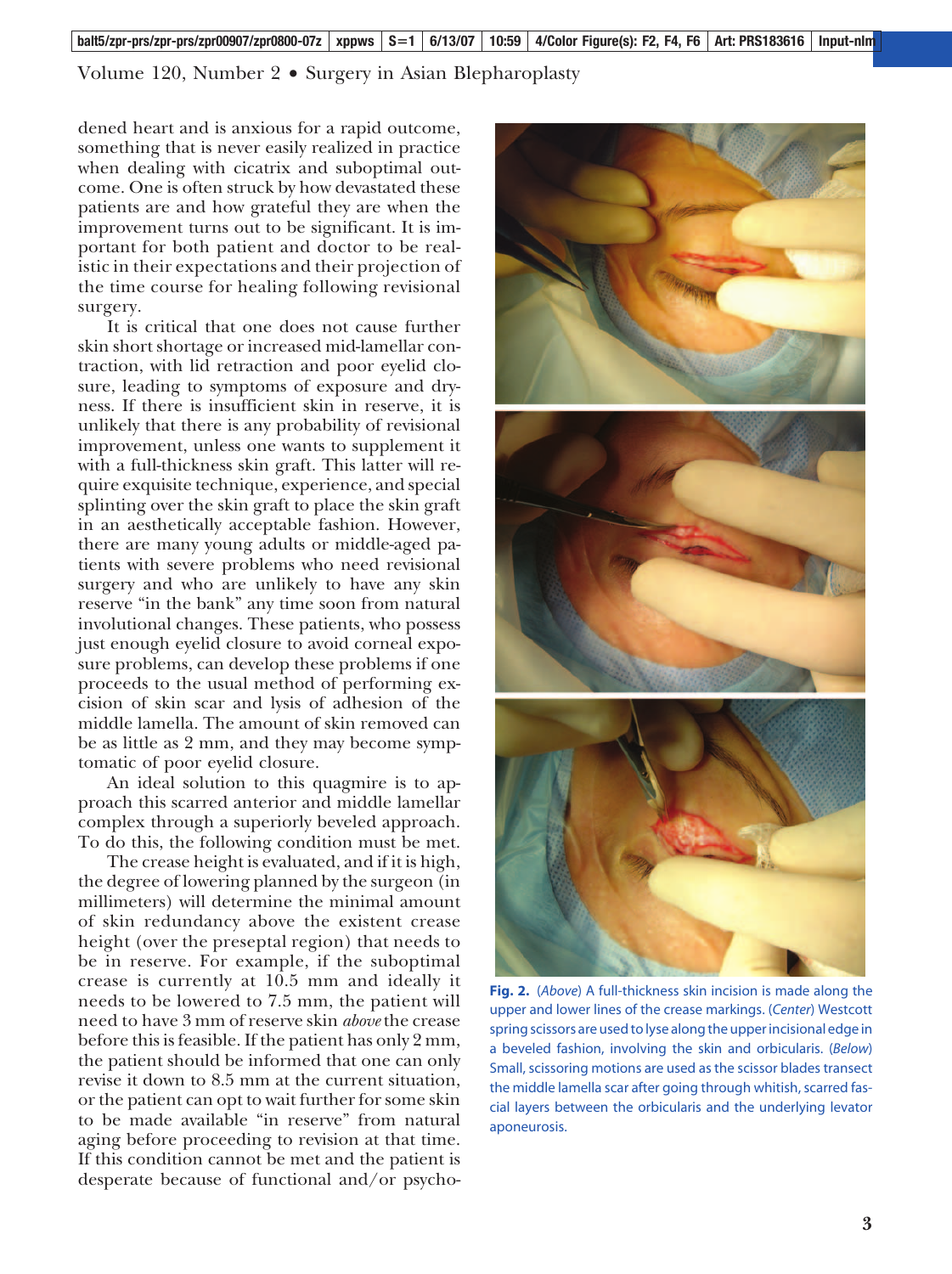dened heart and is anxious for a rapid outcome, something that is never easily realized in practice when dealing with cicatrix and suboptimal outcome. One is often struck by how devastated these patients are and how grateful they are when the improvement turns out to be significant. It is important for both patient and doctor to be realistic in their expectations and their projection of the time course for healing following revisional surgery.

It is critical that one does not cause further skin short shortage or increased mid-lamellar contraction, with lid retraction and poor eyelid closure, leading to symptoms of exposure and dryness. If there is insufficient skin in reserve, it is unlikely that there is any probability of revisional improvement, unless one wants to supplement it with a full-thickness skin graft. This latter will require exquisite technique, experience, and special splinting over the skin graft to place the skin graft in an aesthetically acceptable fashion. However, there are many young adults or middle-aged patients with severe problems who need revisional surgery and who are unlikely to have any skin reserve "in the bank" any time soon from natural involutional changes. These patients, who possess just enough eyelid closure to avoid corneal exposure problems, can develop these problems if one proceeds to the usual method of performing excision of skin scar and lysis of adhesion of the middle lamella. The amount of skin removed can be as little as 2 mm, and they may become symptomatic of poor eyelid closure.

An ideal solution to this quagmire is to approach this scarred anterior and middle lamellar complex through a superiorly beveled approach. To do this, the following condition must be met.

The crease height is evaluated, and if it is high, the degree of lowering planned by the surgeon (in millimeters) will determine the minimal amount of skin redundancy above the existent crease height (over the preseptal region) that needs to be in reserve. For example, if the suboptimal crease is currently at 10.5 mm and ideally it needs to be lowered to 7.5 mm, the patient will need to have 3 mm of reserve skin *above* the crease before this is feasible. If the patient has only 2 mm, the patient should be informed that one can only revise it down to 8.5 mm at the current situation, or the patient can opt to wait further for some skin to be made available "in reserve" from natural aging before proceeding to revision at that time. If this condition cannot be met and the patient is desperate because of functional and/or psycho-

**Fig. 2.** (*Above*) A full-thickness skin incision is made along the upper and lower lines of the crease markings. (*Center*) Westcott spring scissors are used to lyse along the upper incisional edge in a beveled fashion, involving the skin and orbicularis. (*Below*) Small, scissoring motions are used as the scissor blades transect the middle lamella scar after going through whitish, scarred fascial layers between the orbicularis and the underlying levator aponeurosis.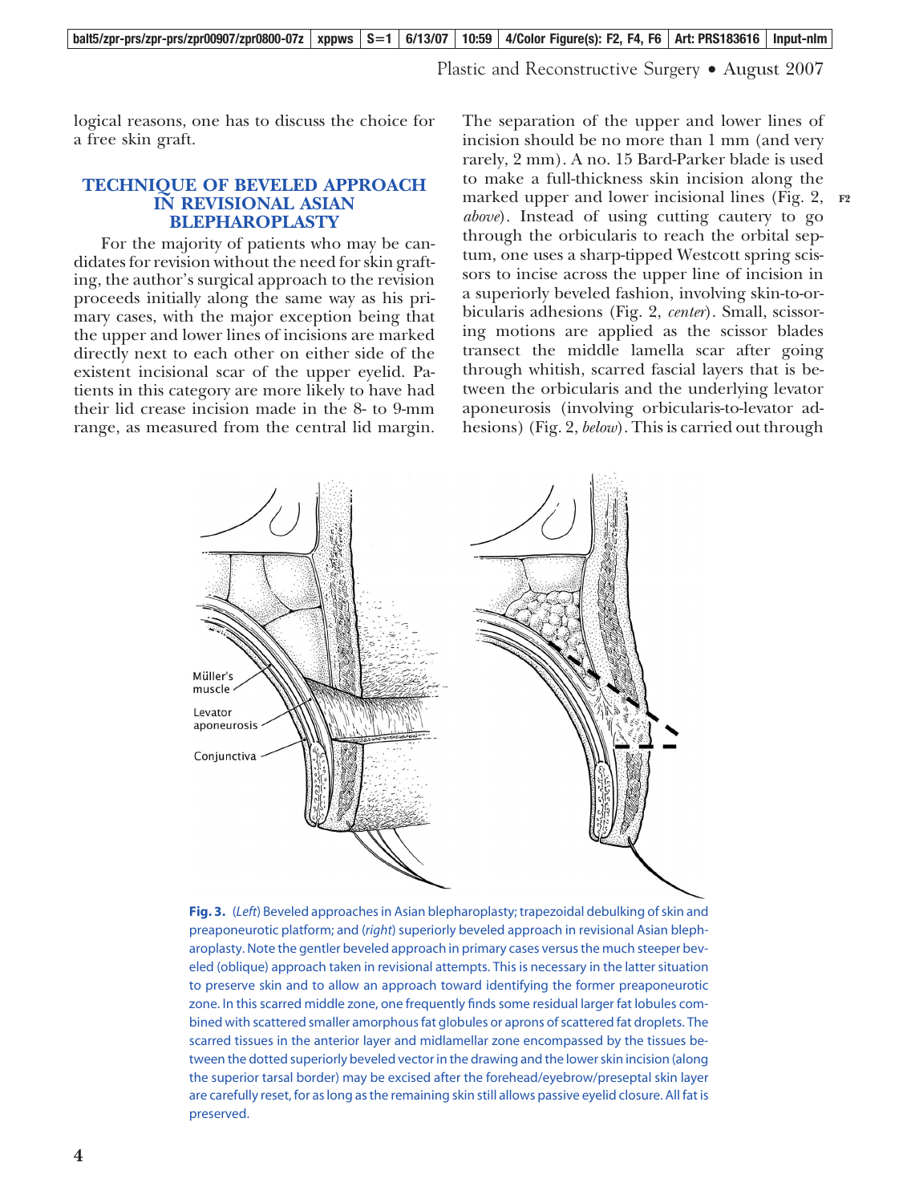logical reasons, one has to discuss the choice for a free skin graft.

## TECHNIQUE OF BEVELED APPROACH IN REVISIONAL ASIAN BLEPHAROPLASTY

For the majority of patients who may be candidates for revision without the need for skin grafting, the author's surgical approach to the revision proceeds initially along the same way as his primary cases, with the major exception being that the upper and lower lines of incisions are marked directly next to each other on either side of the existent incisional scar of the upper eyelid. Patients in this category are more likely to have had their lid crease incision made in the 8- to 9-mm range, as measured from the central lid margin. The separation of the upper and lower lines of incision should be no more than 1 mm (and very rarely, 2 mm). A no. 15 Bard-Parker blade is used to make a full-thickness skin incision along the marked upper and lower incisional lines (Fig. 2, *above*). Instead of using cutting cautery to go through the orbicularis to reach the orbital septum, one uses a sharp-tipped Westcott spring scissors to incise across the upper line of incision in a superiorly beveled fashion, involving skin-to-orbicularis adhesions (Fig. 2, *center*). Small, scissoring motions are applied as the scissor blades transect the middle lamella scar after going through whitish, scarred fascial layers that is between the orbicularis and the underlying levator aponeurosis (involving orbicularis-to-levator adhesions) (Fig. 2, *below*). This is carried out through

**Fig. 3.** (*Left*) Beveled approaches in Asian blepharoplasty; trapezoidal debulking of skin and preaponeurotic platform; and (*right*) superiorly beveled approach in revisional Asian blepharoplasty. Note the gentler beveled approach in primary cases versus the much steeper beveled (oblique) approach taken in revisional attempts. This is necessary in the latter situation to preserve skin and to allow an approach toward identifying the former preaponeurotic zone. In this scarred middle zone, one frequently finds some residual larger fat lobules combined with scattered smaller amorphous fat globules or aprons of scattered fat droplets. The scarred tissues in the anterior layer and midlamellar zone encompassed by the tissues between the dotted superiorly beveled vector in the drawing and the lower skin incision (along the superior tarsal border) may be excised after the forehead/eyebrow/preseptal skin layer are carefully reset, for as long as the remaining skin still allows passive eyelid closure. All fat is preserved.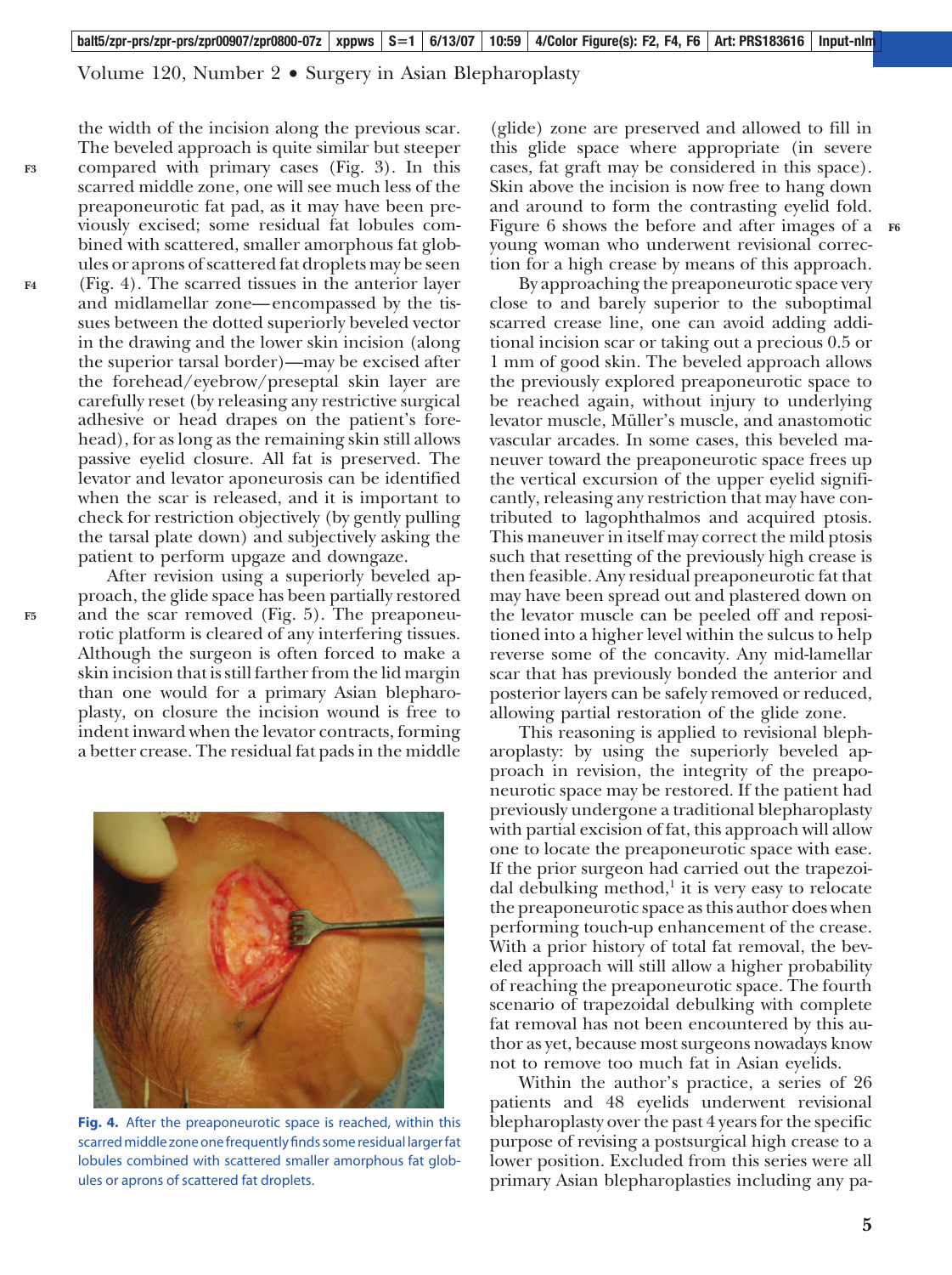the width of the incision along the previous scar. The beveled approach is quite similar but steeper compared with primary cases (Fig. 3). In this scarred middle zone, one will see much less of the preaponeurotic fat pad, as it may have been previously excised; some residual fat lobules combined with scattered, smaller amorphous fat globules or aprons of scattered fat droplets may be seen (Fig. 4). The scarred tissues in the anterior layer and midlamellar zone—encompassed by the tissues between the dotted superiorly beveled vector in the drawing and the lower skin incision (along the superior tarsal border)—may be excised after the forehead/eyebrow/preseptal skin layer are carefully reset (by releasing any restrictive surgical adhesive or head drapes on the patient's forehead), for as long as the remaining skin still allows passive eyelid closure. All fat is preserved. The levator and levator aponeurosis can be identified when the scar is released, and it is important to check for restriction objectively (by gently pulling the tarsal plate down) and subjectively asking the patient to perform upgaze and downgaze.

After revision using a superiorly beveled approach, the glide space has been partially restored and the scar removed (Fig. 5). The preaponeurotic platform is cleared of any interfering tissues. Although the surgeon is often forced to make a skin incision that is still farther from the lid margin than one would for a primary Asian blepharoplasty, on closure the incision wound is free to indent inward when the levator contracts, forming a better crease. The residual fat pads in the middle

Fig. 4. After the preaponeurotic space is reached, within this scarred middle zone one frequently finds some residual larger fat lobules combined with scattered smaller amorphous fat globules or aprons of scattered fat droplets.

(glide) zone are preserved and allowed to fill in this glide space where appropriate (in severe cases, fat graft may be considered in this space). Skin above the incision is now free to hang down and around to form the contrasting eyelid fold. Figure 6 shows the before and after images of a young woman who underwent revisional correction for a high crease by means of this approach.

By approaching the preaponeurotic space very close to and barely superior to the suboptimal scarred crease line, one can avoid adding additional incision scar or taking out a precious 0.5 or 1 mm of good skin. The beveled approach allows the previously explored preaponeurotic space to be reached again, without injury to underlying levator muscle, Müller's muscle, and anastomotic vascular arcades. In some cases, this beveled maneuver toward the preaponeurotic space frees up the vertical excursion of the upper eyelid significantly, releasing any restriction that may have contributed to lagophthalmos and acquired ptosis. This maneuver in itself may correct the mild ptosis such that resetting of the previously high crease is then feasible. Any residual preaponeurotic fat that may have been spread out and plastered down on the levator muscle can be peeled off and repositioned into a higher level within the sulcus to help reverse some of the concavity. Any mid-lamellar scar that has previously bonded the anterior and posterior layers can be safely removed or reduced, allowing partial restoration of the glide zone.

This reasoning is applied to revisional blepharoplasty: by using the superiorly beveled approach in revision, the integrity of the preaponeurotic space may be restored. If the patient had previously undergone a traditional blepharoplasty with partial excision of fat, this approach will allow one to locate the preaponeurotic space with ease. If the prior surgeon had carried out the trapezoidal debulking method,[1] it is very easy to relocate the preaponeurotic space as this author does when performing touch-up enhancement of the crease. With a prior history of total fat removal, the beveled approach will still allow a higher probability of reaching the preaponeurotic space. The fourth scenario of trapezoidal debulking with complete fat removal has not been encountered by this author as yet, because most surgeons nowadays know not to remove too much fat in Asian eyelids.

Within the author's practice, a series of 26 patients and 48 eyelids underwent revisional blepharoplasty over the past 4 years for the specific purpose of revising a postsurgical high crease to a lower position. Excluded from this series were all primary Asian blepharoplasties including any pa-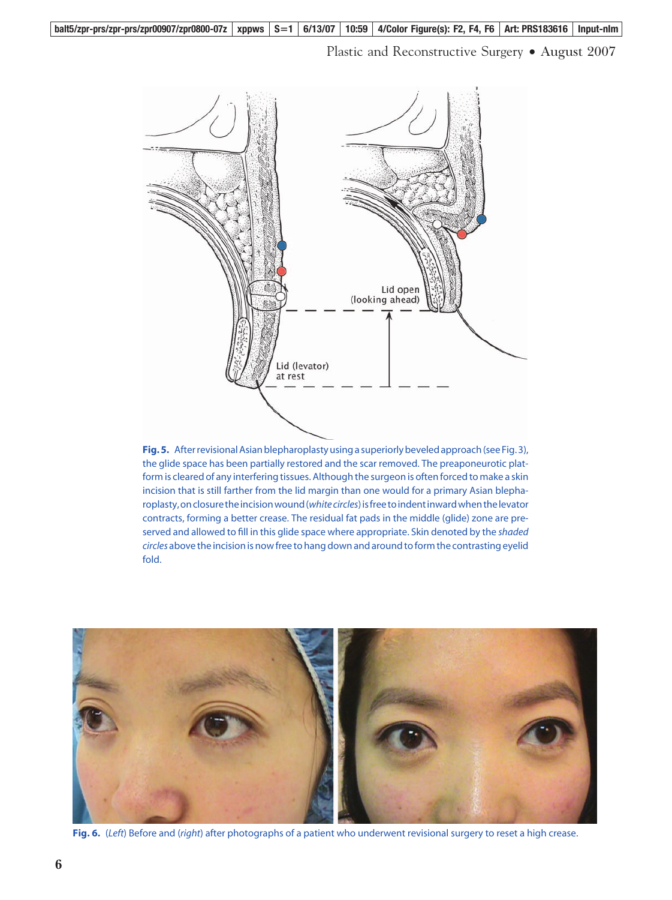**Fig. 5.** After revisional Asian blepharoplasty using a superiorly beveled approach (see Fig. 3), the glide space has been partially restored and the scar removed. The preaponeurotic platform is cleared of any interfering tissues. Although the surgeon is often forced to make a skin incision that is still farther from the lid margin than one would for a primary Asian blepharoplasty, on closure the incision wound (*white circles*) is free to indent inward when the levator contracts, forming a better crease. The residual fat pads in the middle (glide) zone are preserved and allowed to fill in this glide space where appropriate. Skin denoted by the *shaded circles* above the incision is now free to hang down and around to form the contrasting eyelid fold.

**Fig. 6.** (*Left*) Before and (*right*) after photographs of a patient who underwent revisional surgery to reset a high crease.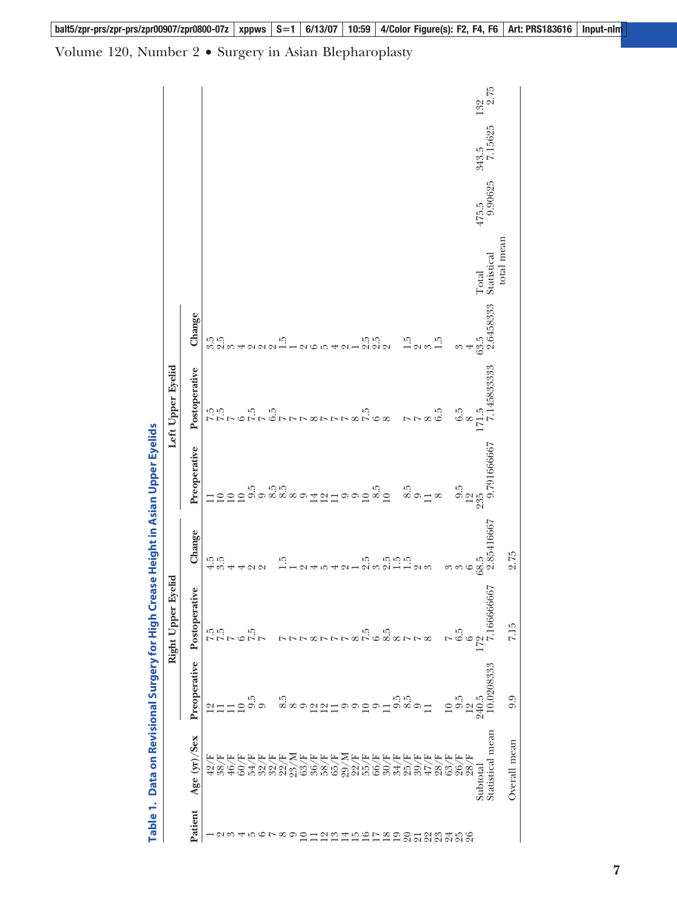**Table 1. Data on Revisional Surgery for High Crease Height in Asian Upper Eyelids**

| Patient | Age (yr)/Sex | Right Upper Eyelid | | | Left Upper Eyelid | | |
|---|---|---|---|---|---|---|---|
| | | Preoperative | Postoperative | Change | Preoperative | Postoperative | Change |
| 1 | 42/F | 12 | 7.5 | 4.5 | 11 | 7.5 | 3.5 |
| 2 | 38/F | 11 | 7.5 | 3.5 | 10 | 7.5 | 2.5 |
| 3 | 46/F | 11 | 7 | 4 | 10 | 7 | 3 |
| 4 | 60/F | 10 | 6 | 4 | 10 | 6 | 4 |
| 5 | 54/F | 9.5 | 7.5 | 2 | 9.5 | 7.5 | 2 |
| 6 | 32/F | 9 | 7 | 2 | 9 | 7 | 2 |
| 7 | 32/F | | | | 8.5 | 6.5 | 2 |
| 8 | 22/F | 8.5 | 7 | 1.5 | 8.5 | 7 | 1.5 |
| 9 | 23/M | 8 | 7 | 1 | 8 | 7 | 1 |
| 10 | 63/F | 9 | 7 | 2 | 9 | 7 | 2 |
| 11 | 36/F | 12 | 8 | 4 | 14 | 8 | 6 |
| 12 | 58/F | 12 | 7 | 5 | 12 | 7 | 5 |
| 13 | 65/F | 11 | 7 | 4 | 11 | 7 | 4 |
| 14 | 29/M | 9 | 7 | 2 | 9 | 7 | 2 |
| 15 | 22/F | 9 | 8 | 1 | 9 | 8 | 1 |
| 16 | 55/F | 10 | 7.5 | 2.5 | 10 | 7.5 | 2.5 |
| 17 | 66/F | 9 | 6 | 3 | 8.5 | 6 | 2.5 |
| 18 | 30/F | 11 | 8.5 | 2.5 | 10 | 8 | 2 |
| 19 | 34/F | 9.5 | 8 | 1.5 | | | |
| 20 | 25/F | 8.5 | 7 | 1.5 | 8.5 | 7 | 1.5 |
| 21 | 39/F | 9 | 7 | 2 | 9 | 7 | 2 |
| 22 | 47/F | 11 | 8 | 3 | 11 | 8 | 3 |
| 23 | 28/F | | | | 8 | 6.5 | 1.5 |
| 24 | 63/F | 10 | 7 | 3 | | | |
| 25 | 26/F | 9.5 | 6.5 | 3 | 9.5 | 6.5 | 3 |
| 26 | 28/F | 12 | 6 | 6 | 12 | 8 | 4 |
| | Subtotal | 240.5 | 172 | 68.5 | 235 | 171.5 | 63.5 |
| | Statistical mean | 10.0208333 | 7.16666667 | 2.85416667 | 9.791666667 | 7.145833333 | 2.6458333 |
| | Overall mean | 9.9 | 7.15 | 2.75 | | | |

| | Preoperative | Postoperative | Change |
|---|---|---|---|
| Total | 475.5 | 343.5 | 132 |
| Statistical total mean | 9.90625 | 7.15625 | 2.75 |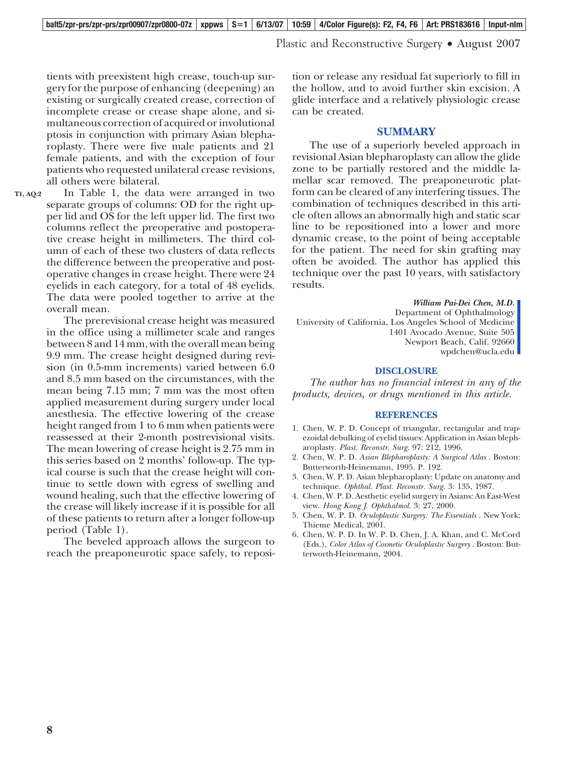tients with preexistent high crease, touch-up surgery for the purpose of enhancing (deepening) an existing or surgically created crease, correction of incomplete crease or crease shape alone, and simultaneous correction of acquired or involutional ptosis in conjunction with primary Asian blepharoplasty. There were five male patients and 21 female patients, and with the exception of four patients who requested unilateral crease revisions, all others were bilateral.

In Table 1, the data were arranged in two separate groups of columns: OD for the right upper lid and OS for the left upper lid. The first two columns reflect the preoperative and postoperative crease height in millimeters. The third column of each of these two clusters of data reflects the difference between the preoperative and postoperative changes in crease height. There were 24 eyelids in each category, for a total of 48 eyelids. The data were pooled together to arrive at the overall mean.

The prerevisional crease height was measured in the office using a millimeter scale and ranges between 8 and 14 mm, with the overall mean being 9.9 mm. The crease height designed during revision (in 0.5-mm increments) varied between 6.0 and 8.5 mm based on the circumstances, with the mean being 7.15 mm; 7 mm was the most often applied measurement during surgery under local anesthesia. The effective lowering of the crease height ranged from 1 to 6 mm when patients were reassessed at their 2-month postrevisional visits. The mean lowering of crease height is 2.75 mm in this series based on 2 months' follow-up. The typical course is such that the crease height will continue to settle down with egress of swelling and wound healing, such that the effective lowering of the crease will likely increase if it is possible for all of these patients to return after a longer follow-up period (Table 1).

The beveled approach allows the surgeon to reach the preaponeurotic space safely, to reposition or release any residual fat superiorly to fill in the hollow, and to avoid further skin excision. A glide interface and a relatively physiologic crease can be created.

## SUMMARY

The use of a superiorly beveled approach in revisional Asian blepharoplasty can allow the glide zone to be partially restored and the middle lamellar scar removed. The preaponeurotic platform can be cleared of any interfering tissues. The combination of techniques described in this article often allows an abnormally high and static scar line to be repositioned into a lower and more dynamic crease, to the point of being acceptable for the patient. The need for skin grafting may often be avoided. The author has applied this technique over the past 10 years, with satisfactory results.

***William Pai-Dei Chen, M.D.***
Department of Ophthalmology
University of California, Los Angeles School of Medicine
1401 Avocado Avenue, Suite 505
Newport Beach, Calif. 92660
wpdchen@ucla.edu

## DISCLOSURE

*The author has no financial interest in any of the products, devices, or drugs mentioned in this article.*

## REFERENCES

1. Chen, W. P. D. Concept of triangular, rectangular and trapezoidal debulking of eyelid tissues: Application in Asian blepharoplasty. *Plast. Reconstr. Surg.* 97: 212, 1996.
2. Chen, W. P. D. *Asian Blepharoplasty: A Surgical Atlas*. Boston: Butterworth-Heinemann, 1995. P. 192.
3. Chen, W. P. D. Asian blepharoplasty: Update on anatomy and technique. *Ophthal. Plast. Reconstr. Surg.* 3: 135, 1987.
4. Chen, W. P. D. Aesthetic eyelid surgery in Asians: An East-West view. *Hong Kong J. Ophthalmol.* 3: 27, 2000.
5. Chen, W. P. D. *Oculoplastic Surgery: The Essentials*. New York: Thieme Medical, 2001.
6. Chen, W. P. D. In W. P. D. Chen, J. A. Khan, and C. McCord (Eds.), *Color Atlas of Cosmetic Oculoplastic Surgery*. Boston: Butterworth-Heinemann, 2004.